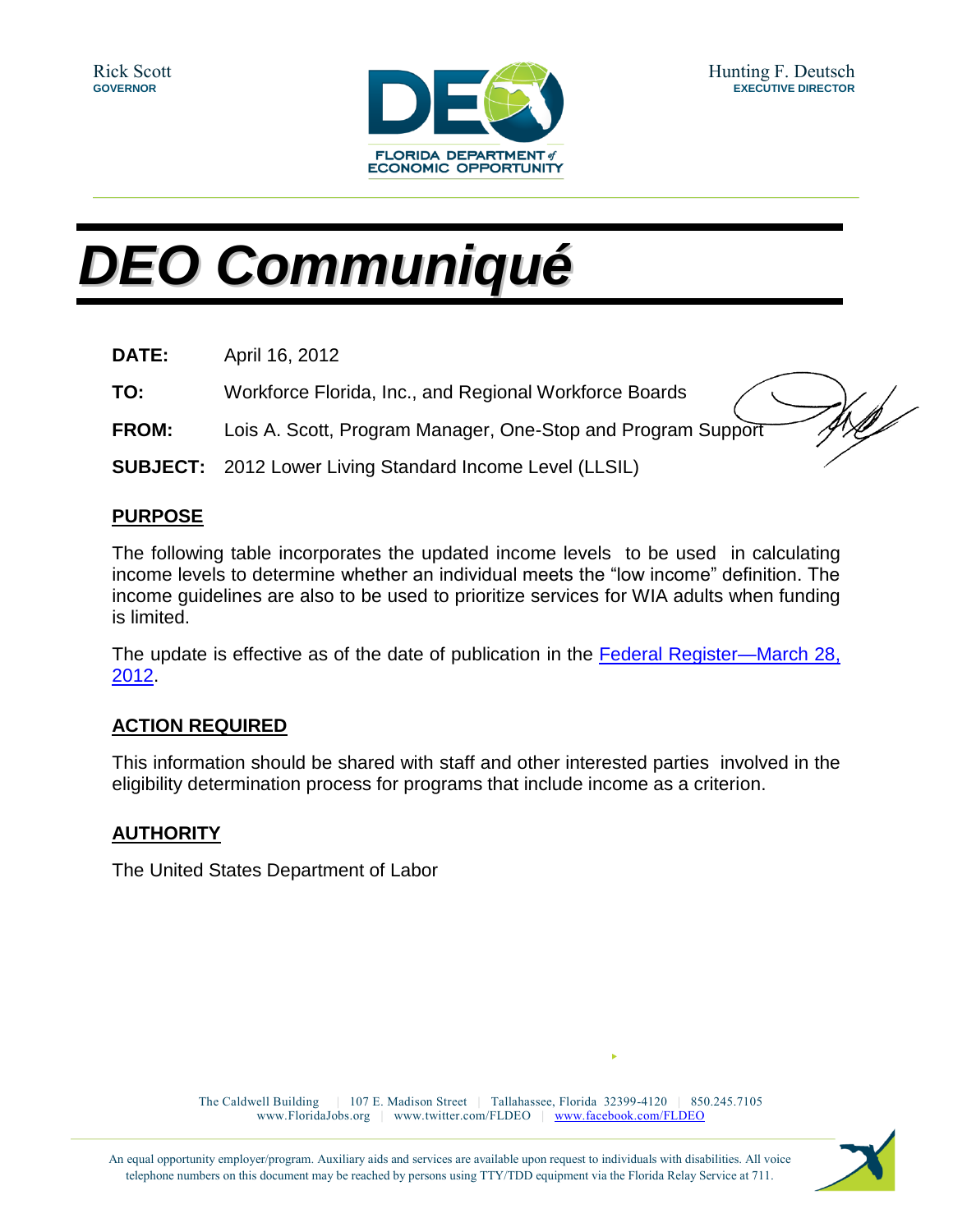Rick Scott
**GOVERNOR**

Hunting F. Deutsch
**EXECUTIVE DIRECTOR**

# *DEO Communiqué*

**DATE:** April 16, 2012

**TO:** Workforce Florida, Inc., and Regional Workforce Boards

**FROM:** Lois A. Scott, Program Manager, One-Stop and Program Support

**SUBJECT:** 2012 Lower Living Standard Income Level (LLSIL)

## PURPOSE

The following table incorporates the updated income levels to be used in calculating income levels to determine whether an individual meets the "low income" definition. The income guidelines are also to be used to prioritize services for WIA adults when funding is limited.

The update is effective as of the date of publication in the Federal Register—March 28, 2012.

## ACTION REQUIRED

This information should be shared with staff and other interested parties involved in the eligibility determination process for programs that include income as a criterion.

## AUTHORITY

The United States Department of Labor

The Caldwell Building | 107 E. Madison Street | Tallahassee, Florida 32399-4120 | 850.245.7105
www.FloridaJobs.org | www.twitter.com/FLDEO | www.facebook.com/FLDEO

An equal opportunity employer/program. Auxiliary aids and services are available upon request to individuals with disabilities. All voice telephone numbers on this document may be reached by persons using TTY/TDD equipment via the Florida Relay Service at 711.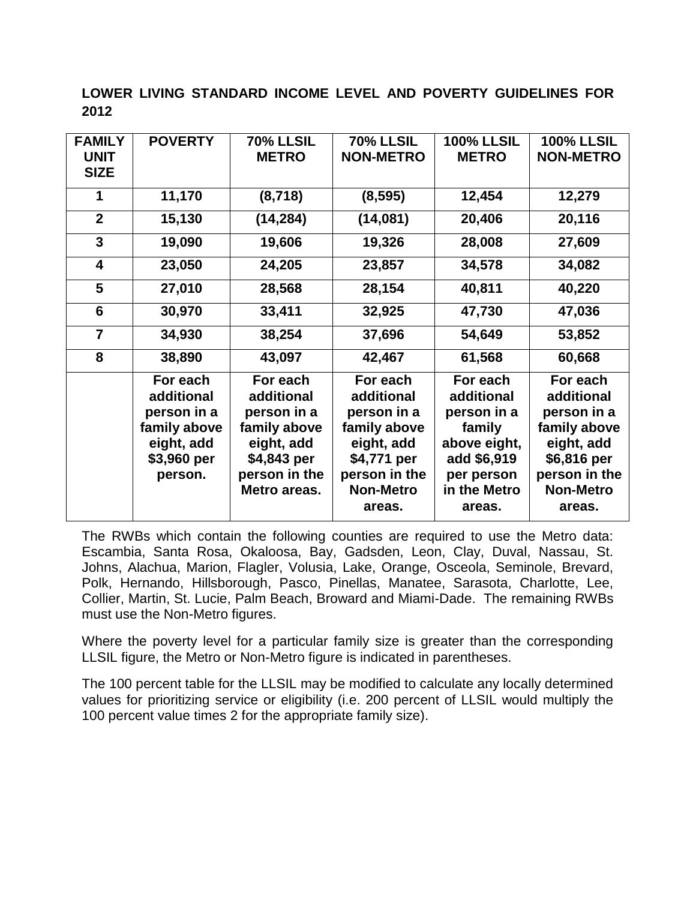**LOWER LIVING STANDARD INCOME LEVEL AND POVERTY GUIDELINES FOR 2012**

| FAMILY UNIT SIZE | POVERTY | 70% LLSIL METRO | 70% LLSIL NON-METRO | 100% LLSIL METRO | 100% LLSIL NON-METRO |
|---|---|---|---|---|---|
| 1 | 11,170 | (8,718) | (8,595) | 12,454 | 12,279 |
| 2 | 15,130 | (14,284) | (14,081) | 20,406 | 20,116 |
| 3 | 19,090 | 19,606 | 19,326 | 28,008 | 27,609 |
| 4 | 23,050 | 24,205 | 23,857 | 34,578 | 34,082 |
| 5 | 27,010 | 28,568 | 28,154 | 40,811 | 40,220 |
| 6 | 30,970 | 33,411 | 32,925 | 47,730 | 47,036 |
| 7 | 34,930 | 38,254 | 37,696 | 54,649 | 53,852 |
| 8 | 38,890 | 43,097 | 42,467 | 61,568 | 60,668 |
| | For each additional person in a family above eight, add $3,960 per person. | For each additional person in a family above eight, add $4,843 per person in the Metro areas. | For each additional person in a family above eight, add $4,771 per person in the Non-Metro areas. | For each additional person in a family above eight, add $6,919 per person in the Metro areas. | For each additional person in a family above eight, add $6,816 per person in the Non-Metro areas. |

The RWBs which contain the following counties are required to use the Metro data: Escambia, Santa Rosa, Okaloosa, Bay, Gadsden, Leon, Clay, Duval, Nassau, St. Johns, Alachua, Marion, Flagler, Volusia, Lake, Orange, Osceola, Seminole, Brevard, Polk, Hernando, Hillsborough, Pasco, Pinellas, Manatee, Sarasota, Charlotte, Lee, Collier, Martin, St. Lucie, Palm Beach, Broward and Miami-Dade. The remaining RWBs must use the Non-Metro figures.

Where the poverty level for a particular family size is greater than the corresponding LLSIL figure, the Metro or Non-Metro figure is indicated in parentheses.

The 100 percent table for the LLSIL may be modified to calculate any locally determined values for prioritizing service or eligibility (i.e. 200 percent of LLSIL would multiply the 100 percent value times 2 for the appropriate family size).